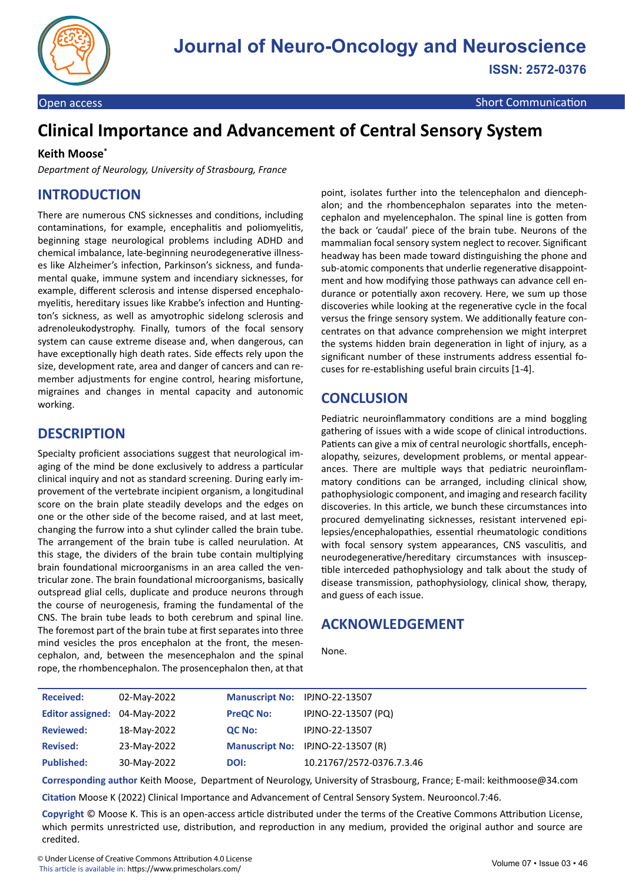# Clinical Importance and Advancement of Central Sensory System

**Keith Moose***

*Department of Neurology, University of Strasbourg, France*

Open access | Short Communication

## INTRODUCTION

There are numerous CNS sicknesses and conditions, including contaminations, for example, encephalitis and poliomyelitis, beginning stage neurological problems including ADHD and chemical imbalance, late-beginning neurodegenerative illnesses like Alzheimer's infection, Parkinson's sickness, and fundamental quake, immune system and incendiary sicknesses, for example, different sclerosis and intense dispersed encephalomyelitis, hereditary issues like Krabbe's infection and Huntington's sickness, as well as amyotrophic sidelong sclerosis and adrenoleukodystrophy. Finally, tumors of the focal sensory system can cause extreme disease and, when dangerous, can have exceptionally high death rates. Side effects rely upon the size, development rate, area and danger of cancers and can remember adjustments for engine control, hearing misfortune, migraines and changes in mental capacity and autonomic working.

## DESCRIPTION

Specialty proficient associations suggest that neurological imaging of the mind be done exclusively to address a particular clinical inquiry and not as standard screening. During early improvement of the vertebrate incipient organism, a longitudinal score on the brain plate steadily develops and the edges on one or the other side of the become raised, and at last meet, changing the furrow into a shut cylinder called the brain tube. The arrangement of the brain tube is called neurulation. At this stage, the dividers of the brain tube contain multiplying brain foundational microorganisms in an area called the ventricular zone. The brain foundational microorganisms, basically outspread glial cells, duplicate and produce neurons through the course of neurogenesis, framing the fundamental of the CNS. The brain tube leads to both cerebrum and spinal line. The foremost part of the brain tube at first separates into three mind vesicles the pros encephalon at the front, the mesencephalon, and, between the mesencephalon and the spinal rope, the rhombencephalon. The prosencephalon then, at that point, isolates further into the telencephalon and diencephalon; and the rhombencephalon separates into the metencephalon and myelencephalon. The spinal line is gotten from the back or 'caudal' piece of the brain tube. Neurons of the mammalian focal sensory system neglect to recover. Significant headway has been made toward distinguishing the phone and sub-atomic components that underlie regenerative disappointment and how modifying those pathways can advance cell endurance or potentially axon recovery. Here, we sum up those discoveries while looking at the regenerative cycle in the focal versus the fringe sensory system. We additionally feature concentrates on that advance comprehension we might interpret the systems hidden brain degeneration in light of injury, as a significant number of these instruments address essential focuses for re-establishing useful brain circuits [1-4].

## CONCLUSION

Pediatric neuroinflammatory conditions are a mind boggling gathering of issues with a wide scope of clinical introductions. Patients can give a mix of central neurologic shortfalls, encephalopathy, seizures, development problems, or mental appearances. There are multiple ways that pediatric neuroinflammatory conditions can be arranged, including clinical show, pathophysiologic component, and imaging and research facility discoveries. In this article, we bunch these circumstances into procured demyelinating sicknesses, resistant intervened epilepsies/encephalopathies, essential rheumatologic conditions with focal sensory system appearances, CNS vasculitis, and neurodegenerative/hereditary circumstances with insusceptible interceded pathophysiology and talk about the study of disease transmission, pathophysiology, clinical show, therapy, and guess of each issue.

## ACKNOWLEDGEMENT

None.

| | | | |
|---|---|---|---|
| **Received:** | 02-May-2022 | **Manuscript No:** | IPJNO-22-13507 |
| **Editor assigned:** | 04-May-2022 | **PreQC No:** | IPJNO-22-13507 (PQ) |
| **Reviewed:** | 18-May-2022 | **QC No:** | IPJNO-22-13507 |
| **Revised:** | 23-May-2022 | **Manuscript No:** | IPJNO-22-13507 (R) |
| **Published:** | 30-May-2022 | **DOI:** | 10.21767/2572-0376.7.3.46 |

**Corresponding author** Keith Moose, Department of Neurology, University of Strasbourg, France; E-mail: keithmoose@34.com

**Citation** Moose K (2022) Clinical Importance and Advancement of Central Sensory System. Neurooncol.7:46.

**Copyright** © Moose K. This is an open-access article distributed under the terms of the Creative Commons Attribution License, which permits unrestricted use, distribution, and reproduction in any medium, provided the original author and source are credited.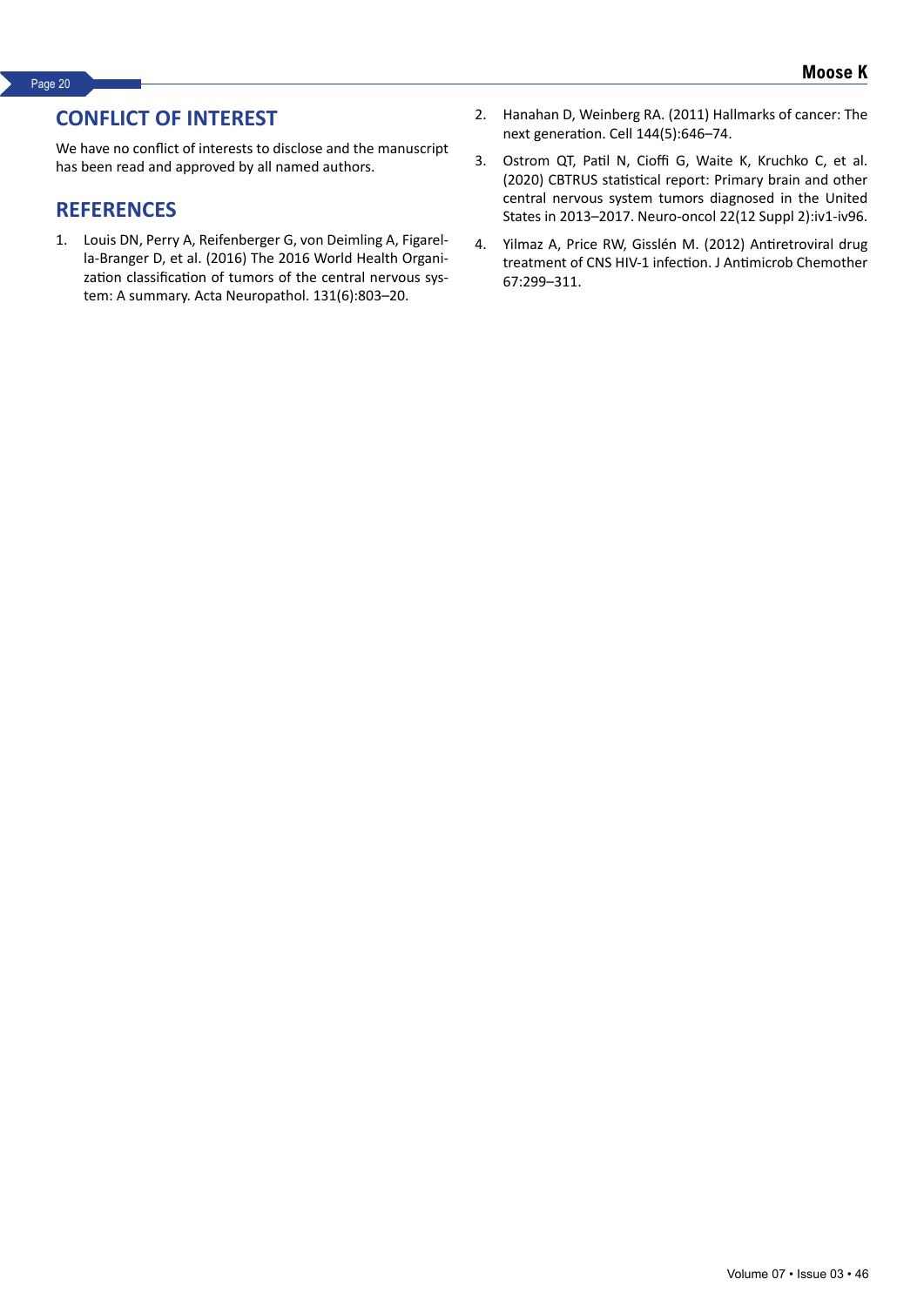## CONFLICT OF INTEREST

We have no conflict of interests to disclose and the manuscript has been read and approved by all named authors.

## REFERENCES

1. Louis DN, Perry A, Reifenberger G, von Deimling A, Figarella-Branger D, et al. (2016) The 2016 World Health Organization classification of tumors of the central nervous system: A summary. Acta Neuropathol. 131(6):803–20.
2. Hanahan D, Weinberg RA. (2011) Hallmarks of cancer: The next generation. Cell 144(5):646–74.
3. Ostrom QT, Patil N, Cioffi G, Waite K, Kruchko C, et al. (2020) CBTRUS statistical report: Primary brain and other central nervous system tumors diagnosed in the United States in 2013–2017. Neuro-oncol 22(12 Suppl 2):iv1-iv96.
4. Yilmaz A, Price RW, Gisslén M. (2012) Antiretroviral drug treatment of CNS HIV-1 infection. J Antimicrob Chemother 67:299–311.